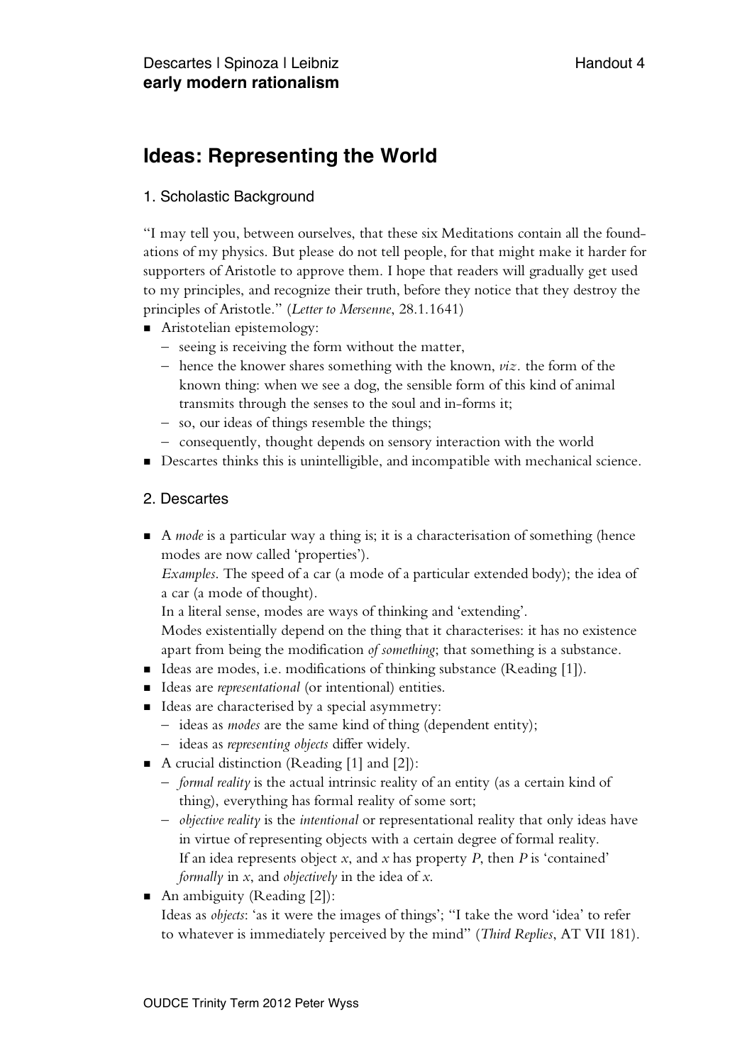Descartes | Spinoza | Leibniz
**early modern rationalism**

Handout 4

# Ideas: Representing the World

## 1. Scholastic Background

"I may tell you, between ourselves, that these six Meditations contain all the foundations of my physics. But please do not tell people, for that might make it harder for supporters of Aristotle to approve them. I hope that readers will gradually get used to my principles, and recognize their truth, before they notice that they destroy the principles of Aristotle." (*Letter to Mersenne*, 28.1.1641)

- Aristotelian epistemology:
  - seeing is receiving the form without the matter,
  - hence the knower shares something with the known, *viz.* the form of the known thing: when we see a dog, the sensible form of this kind of animal transmits through the senses to the soul and in-forms it;
  - so, our ideas of things resemble the things;
  - consequently, thought depends on sensory interaction with the world
- Descartes thinks this is unintelligible, and incompatible with mechanical science.

## 2. Descartes

- A *mode* is a particular way a thing is; it is a characterisation of something (hence modes are now called 'properties').
  *Examples.* The speed of a car (a mode of a particular extended body); the idea of a car (a mode of thought).
  In a literal sense, modes are ways of thinking and 'extending'.
  Modes existentially depend on the thing that it characterises: it has no existence apart from being the modification *of something*; that something is a substance.
- Ideas are modes, i.e. modifications of thinking substance (Reading [1]).
- Ideas are *representational* (or intentional) entities.
- Ideas are characterised by a special asymmetry:
  - ideas as *modes* are the same kind of thing (dependent entity);
  - ideas as *representing objects* differ widely.
- A crucial distinction (Reading [1] and [2]):
  - *formal reality* is the actual intrinsic reality of an entity (as a certain kind of thing), everything has formal reality of some sort;
  - *objective reality* is the *intentional* or representational reality that only ideas have in virtue of representing objects with a certain degree of formal reality.
    If an idea represents object *x*, and *x* has property *P*, then *P* is 'contained' *formally* in *x*, and *objectively* in the idea of *x*.
- An ambiguity (Reading [2]):
  Ideas as *objects*: 'as it were the images of things'; "I take the word 'idea' to refer to whatever is immediately perceived by the mind" (*Third Replies*, AT VII 181).

OUDCE Trinity Term 2012 Peter Wyss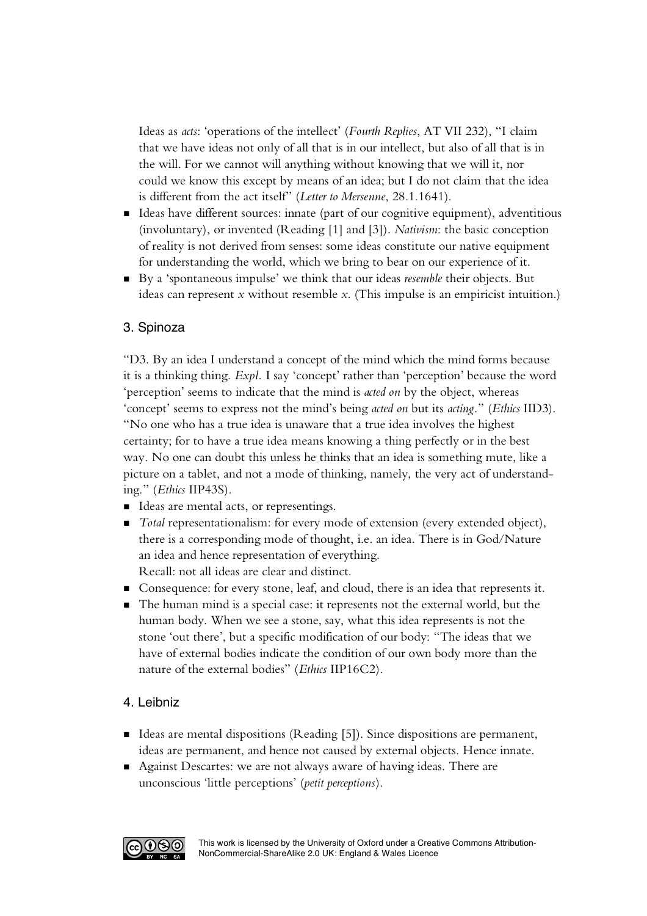Ideas as *acts*: 'operations of the intellect' (*Fourth Replies*, AT VII 232), "I claim that we have ideas not only of all that is in our intellect, but also of all that is in the will. For we cannot will anything without knowing that we will it, nor could we know this except by means of an idea; but I do not claim that the idea is different from the act itself" (*Letter to Mersenne*, 28.1.1641).

- Ideas have different sources: innate (part of our cognitive equipment), adventitious (involuntary), or invented (Reading [1] and [3]). *Nativism*: the basic conception of reality is not derived from senses: some ideas constitute our native equipment for understanding the world, which we bring to bear on our experience of it.
- By a 'spontaneous impulse' we think that our ideas *resemble* their objects. But ideas can represent *x* without resemble *x*. (This impulse is an empiricist intuition.)

## 3. Spinoza

"D3. By an idea I understand a concept of the mind which the mind forms because it is a thinking thing. *Expl.* I say 'concept' rather than 'perception' because the word 'perception' seems to indicate that the mind is *acted on* by the object, whereas 'concept' seems to express not the mind's being *acted on* but its *acting*." (*Ethics* IID3). "No one who has a true idea is unaware that a true idea involves the highest certainty; for to have a true idea means knowing a thing perfectly or in the best way. No one can doubt this unless he thinks that an idea is something mute, like a picture on a tablet, and not a mode of thinking, namely, the very act of understanding." (*Ethics* IIP43S).

- Ideas are mental acts, or representings.
- *Total* representationalism: for every mode of extension (every extended object), there is a corresponding mode of thought, i.e. an idea. There is in God/Nature an idea and hence representation of everything.
  Recall: not all ideas are clear and distinct.
- Consequence: for every stone, leaf, and cloud, there is an idea that represents it.
- The human mind is a special case: it represents not the external world, but the human body. When we see a stone, say, what this idea represents is not the stone 'out there', but a specific modification of our body: "The ideas that we have of external bodies indicate the condition of our own body more than the nature of the external bodies" (*Ethics* IIP16C2).

## 4. Leibniz

- Ideas are mental dispositions (Reading [5]). Since dispositions are permanent, ideas are permanent, and hence not caused by external objects. Hence innate.
- Against Descartes: we are not always aware of having ideas. There are unconscious 'little perceptions' (*petit perceptions*).

This work is licensed by the University of Oxford under a Creative Commons Attribution-NonCommercial-ShareAlike 2.0 UK: England & Wales Licence